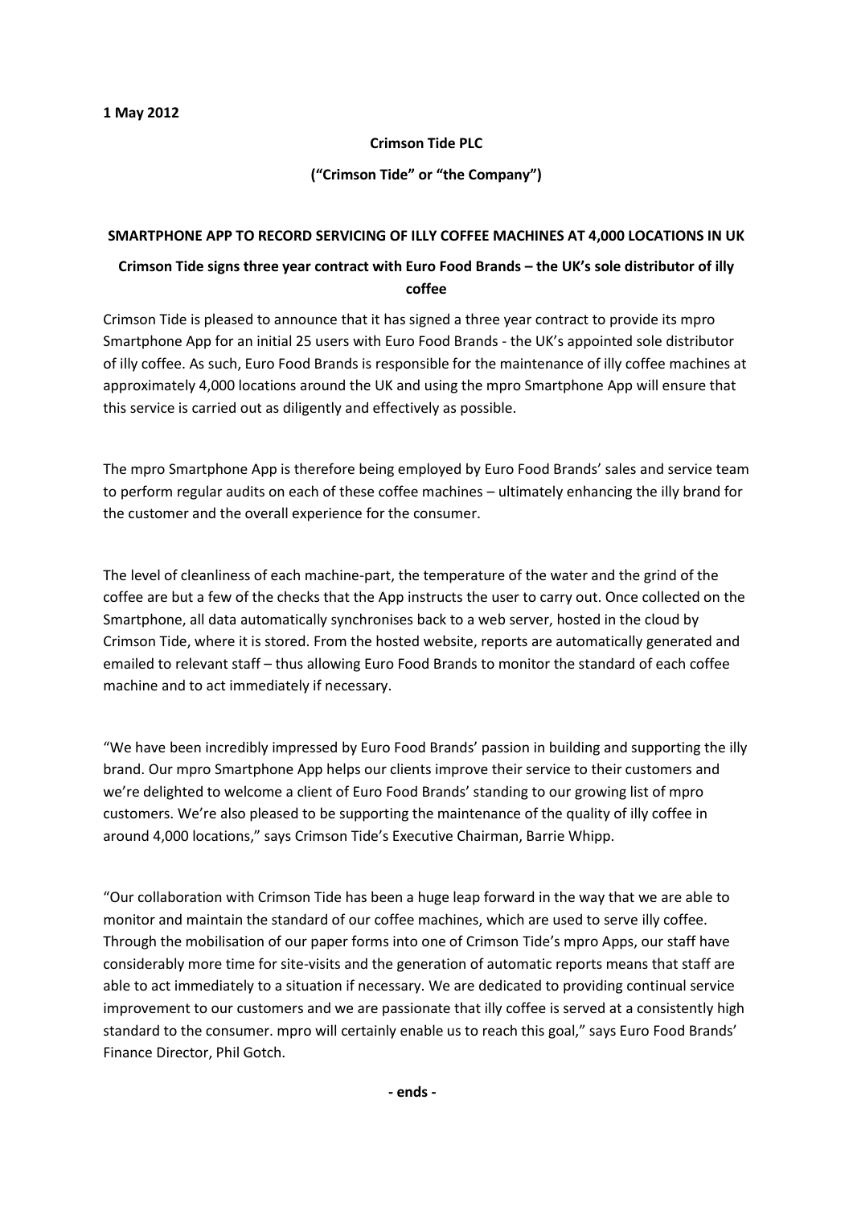**1 May 2012**

**Crimson Tide PLC**

**("Crimson Tide" or "the Company")**

**SMARTPHONE APP TO RECORD SERVICING OF ILLY COFFEE MACHINES AT 4,000 LOCATIONS IN UK**

**Crimson Tide signs three year contract with Euro Food Brands – the UK's sole distributor of illy coffee**

Crimson Tide is pleased to announce that it has signed a three year contract to provide its mpro Smartphone App for an initial 25 users with Euro Food Brands - the UK's appointed sole distributor of illy coffee. As such, Euro Food Brands is responsible for the maintenance of illy coffee machines at approximately 4,000 locations around the UK and using the mpro Smartphone App will ensure that this service is carried out as diligently and effectively as possible.

The mpro Smartphone App is therefore being employed by Euro Food Brands' sales and service team to perform regular audits on each of these coffee machines – ultimately enhancing the illy brand for the customer and the overall experience for the consumer.

The level of cleanliness of each machine-part, the temperature of the water and the grind of the coffee are but a few of the checks that the App instructs the user to carry out. Once collected on the Smartphone, all data automatically synchronises back to a web server, hosted in the cloud by Crimson Tide, where it is stored. From the hosted website, reports are automatically generated and emailed to relevant staff – thus allowing Euro Food Brands to monitor the standard of each coffee machine and to act immediately if necessary.

"We have been incredibly impressed by Euro Food Brands' passion in building and supporting the illy brand. Our mpro Smartphone App helps our clients improve their service to their customers and we're delighted to welcome a client of Euro Food Brands' standing to our growing list of mpro customers. We're also pleased to be supporting the maintenance of the quality of illy coffee in around 4,000 locations," says Crimson Tide's Executive Chairman, Barrie Whipp.

"Our collaboration with Crimson Tide has been a huge leap forward in the way that we are able to monitor and maintain the standard of our coffee machines, which are used to serve illy coffee. Through the mobilisation of our paper forms into one of Crimson Tide's mpro Apps, our staff have considerably more time for site-visits and the generation of automatic reports means that staff are able to act immediately to a situation if necessary. We are dedicated to providing continual service improvement to our customers and we are passionate that illy coffee is served at a consistently high standard to the consumer. mpro will certainly enable us to reach this goal," says Euro Food Brands' Finance Director, Phil Gotch.

**- ends -**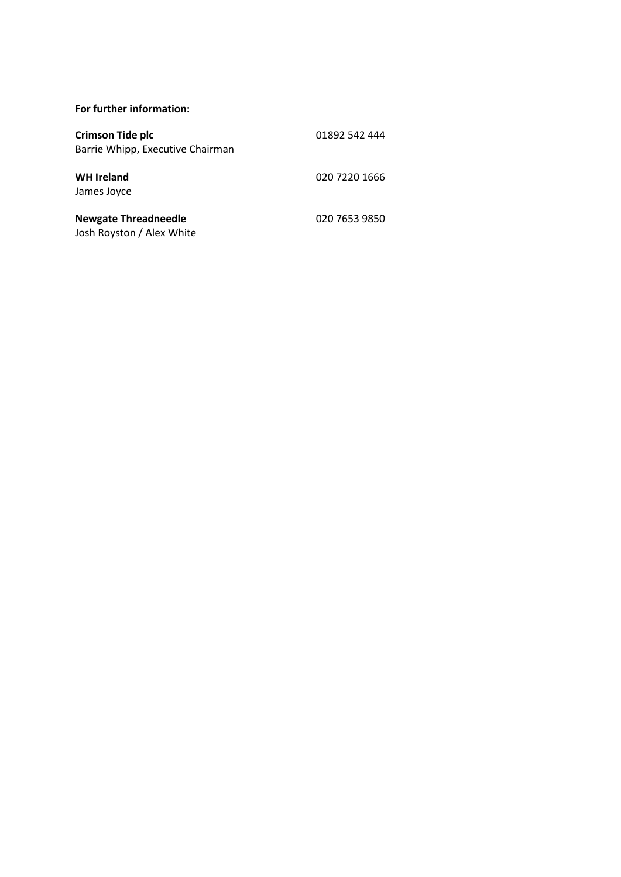**For further information:**

| | |
|---|---|
| **Crimson Tide plc**<br>Barrie Whipp, Executive Chairman | 01892 542 444 |
| **WH Ireland**<br>James Joyce | 020 7220 1666 |
| **Newgate Threadneedle**<br>Josh Royston / Alex White | 020 7653 9850 |